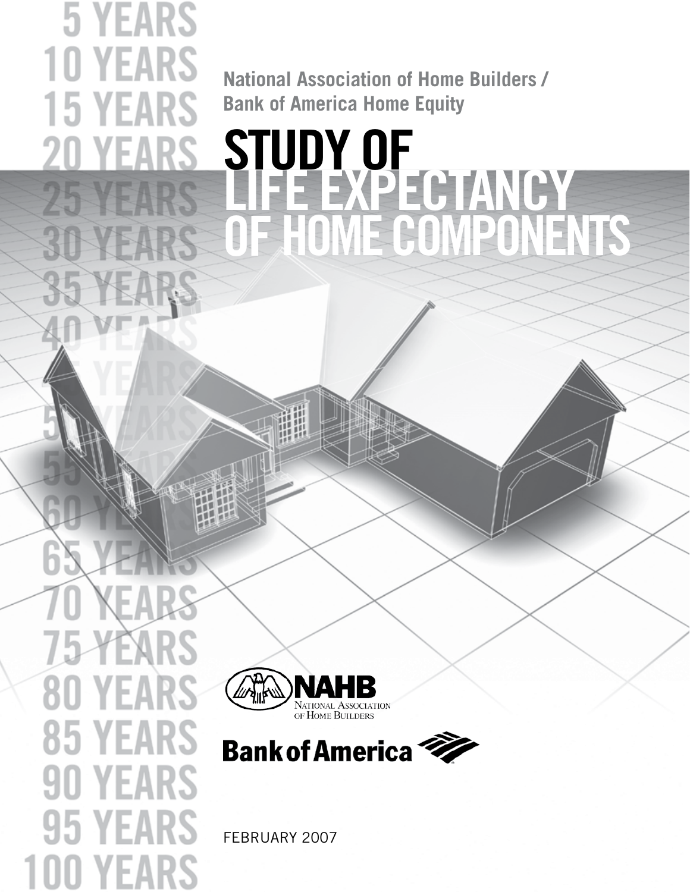National Association of Home Builders / Bank of America Home Equity

# STUDY OF LIFE EXPECTANCY OF HOME COMPONENTS

FEBRUARY 2007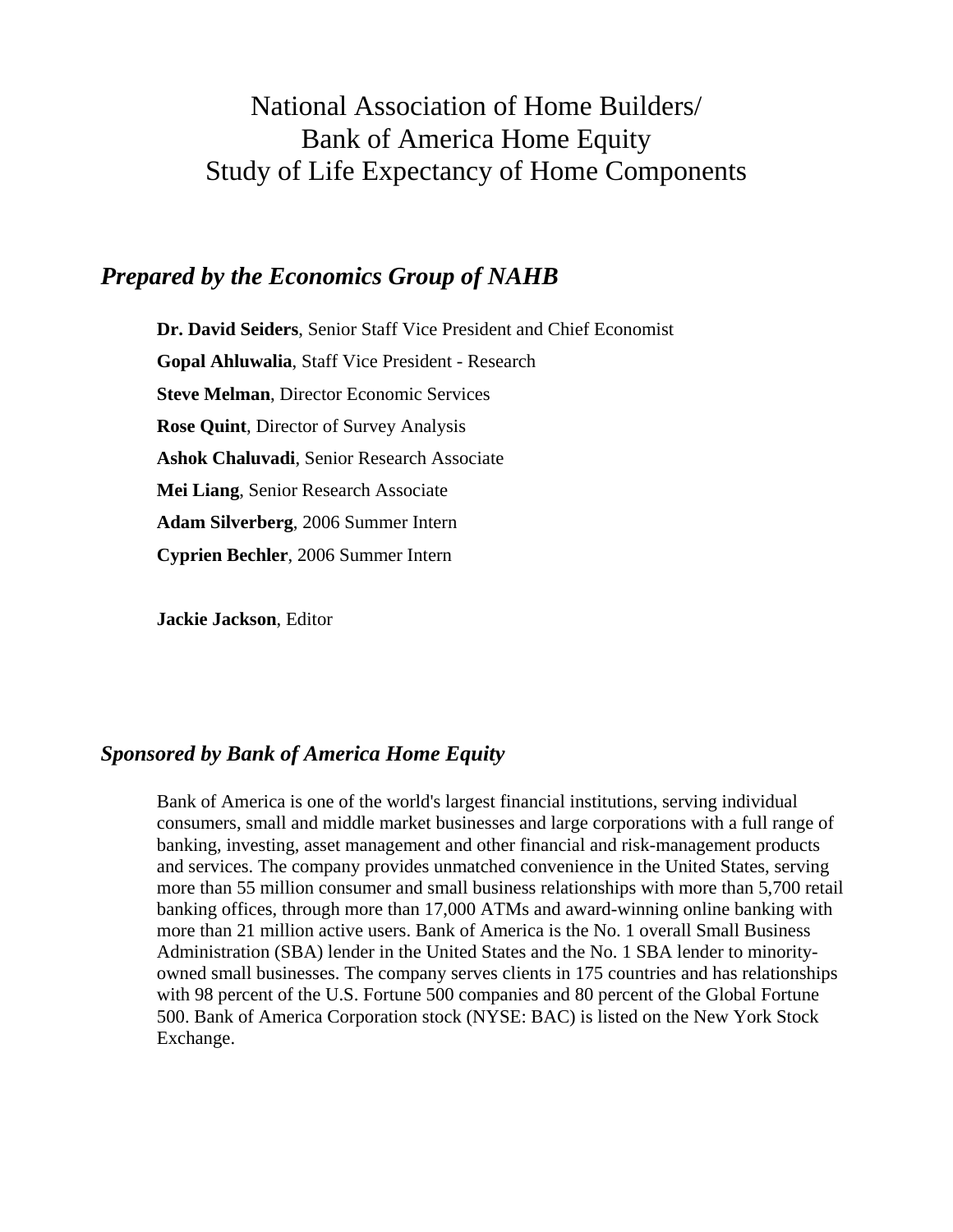# National Association of Home Builders/ Bank of America Home Equity Study of Life Expectancy of Home Components

## *Prepared by the Economics Group of NAHB*

**Dr. David Seiders**, Senior Staff Vice President and Chief Economist

**Gopal Ahluwalia**, Staff Vice President - Research

**Steve Melman**, Director Economic Services

**Rose Quint**, Director of Survey Analysis

**Ashok Chaluvadi**, Senior Research Associate

**Mei Liang**, Senior Research Associate

**Adam Silverberg**, 2006 Summer Intern

**Cyprien Bechler**, 2006 Summer Intern

**Jackie Jackson**, Editor

## *Sponsored by Bank of America Home Equity*

Bank of America is one of the world's largest financial institutions, serving individual consumers, small and middle market businesses and large corporations with a full range of banking, investing, asset management and other financial and risk-management products and services. The company provides unmatched convenience in the United States, serving more than 55 million consumer and small business relationships with more than 5,700 retail banking offices, through more than 17,000 ATMs and award-winning online banking with more than 21 million active users. Bank of America is the No. 1 overall Small Business Administration (SBA) lender in the United States and the No. 1 SBA lender to minority-owned small businesses. The company serves clients in 175 countries and has relationships with 98 percent of the U.S. Fortune 500 companies and 80 percent of the Global Fortune 500. Bank of America Corporation stock (NYSE: BAC) is listed on the New York Stock Exchange.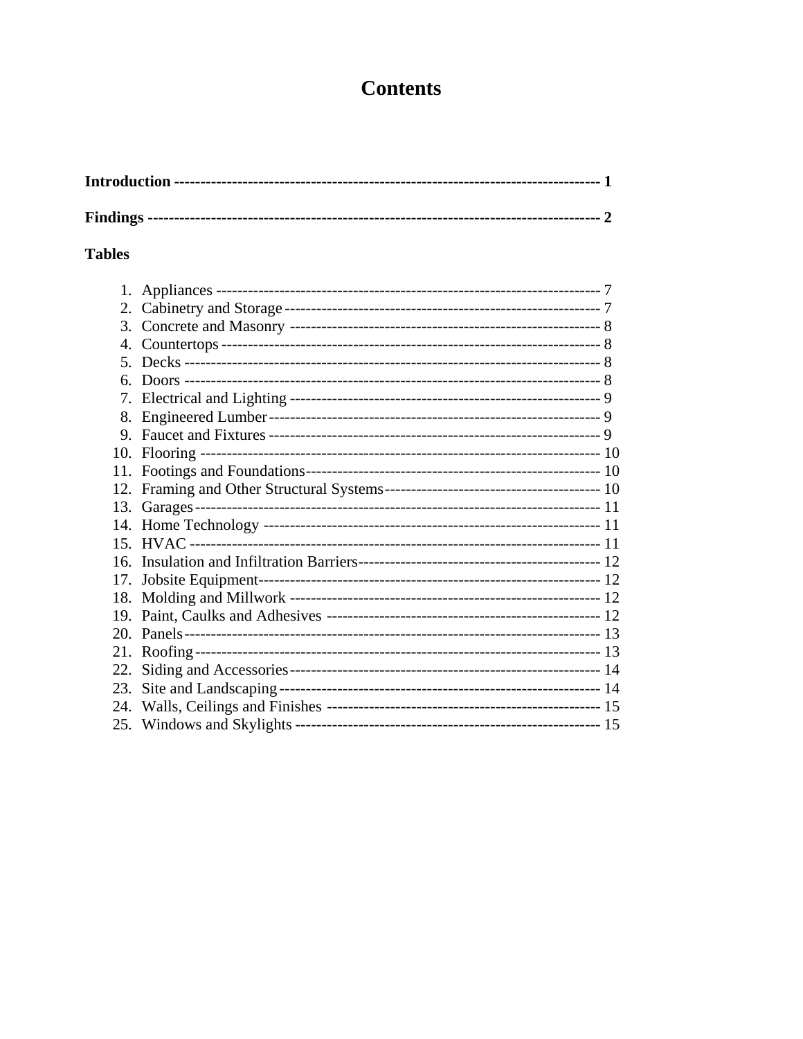# Contents

**Introduction ---------------------------------------------------------------------------------- 1**

**Findings ------------------------------------------------------------------------------------ 2**

**Tables**

1. Appliances ------------------------------------------------------------------------ 7
2. Cabinetry and Storage ------------------------------------------------------------ 7
3. Concrete and Masonry ----------------------------------------------------------- 8
4. Countertops ---------------------------------------------------------------------- 8
5. Decks ---------------------------------------------------------------------------- 8
6. Doors ---------------------------------------------------------------------------- 8
7. Electrical and Lighting ----------------------------------------------------------- 9
8. Engineered Lumber --------------------------------------------------------------- 9
9. Faucet and Fixtures -------------------------------------------------------------- 9
10. Flooring ------------------------------------------------------------------------- 10
11. Footings and Foundations -------------------------------------------------------- 10
12. Framing and Other Structural Systems ----------------------------------------- 10
13. Garages -------------------------------------------------------------------------- 11
14. Home Technology ----------------------------------------------------------------- 11
15. HVAC ----------------------------------------------------------------------------- 11
16. Insulation and Infiltration Barriers ---------------------------------------------- 12
17. Jobsite Equipment ---------------------------------------------------------------- 12
18. Molding and Millwork ------------------------------------------------------------ 12
19. Paint, Caulks and Adhesives ------------------------------------------------------ 12
20. Panels ---------------------------------------------------------------------------- 13
21. Roofing -------------------------------------------------------------------------- 13
22. Siding and Accessories ----------------------------------------------------------- 14
23. Site and Landscaping ------------------------------------------------------------- 14
24. Walls, Ceilings and Finishes ----------------------------------------------------- 15
25. Windows and Skylights ----------------------------------------------------------- 15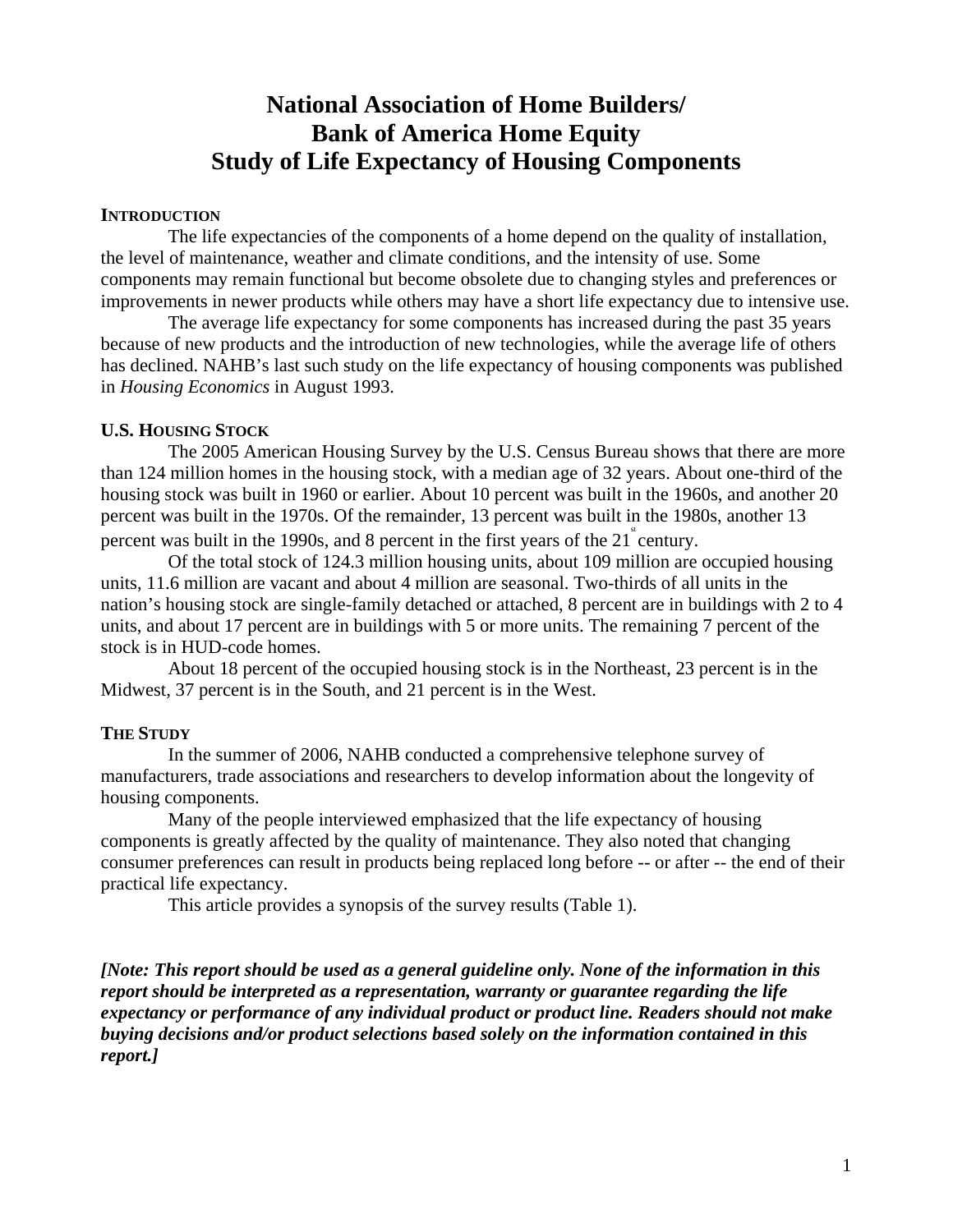# National Association of Home Builders/ Bank of America Home Equity Study of Life Expectancy of Housing Components

## INTRODUCTION

The life expectancies of the components of a home depend on the quality of installation, the level of maintenance, weather and climate conditions, and the intensity of use. Some components may remain functional but become obsolete due to changing styles and preferences or improvements in newer products while others may have a short life expectancy due to intensive use.

The average life expectancy for some components has increased during the past 35 years because of new products and the introduction of new technologies, while the average life of others has declined. NAHB's last such study on the life expectancy of housing components was published in *Housing Economics* in August 1993.

## U.S. HOUSING STOCK

The 2005 American Housing Survey by the U.S. Census Bureau shows that there are more than 124 million homes in the housing stock, with a median age of 32 years. About one-third of the housing stock was built in 1960 or earlier. About 10 percent was built in the 1960s, and another 20 percent was built in the 1970s. Of the remainder, 13 percent was built in the 1980s, another 13 percent was built in the 1990s, and 8 percent in the first years of the 21st century.

Of the total stock of 124.3 million housing units, about 109 million are occupied housing units, 11.6 million are vacant and about 4 million are seasonal. Two-thirds of all units in the nation's housing stock are single-family detached or attached, 8 percent are in buildings with 2 to 4 units, and about 17 percent are in buildings with 5 or more units. The remaining 7 percent of the stock is in HUD-code homes.

About 18 percent of the occupied housing stock is in the Northeast, 23 percent is in the Midwest, 37 percent is in the South, and 21 percent is in the West.

## THE STUDY

In the summer of 2006, NAHB conducted a comprehensive telephone survey of manufacturers, trade associations and researchers to develop information about the longevity of housing components.

Many of the people interviewed emphasized that the life expectancy of housing components is greatly affected by the quality of maintenance. They also noted that changing consumer preferences can result in products being replaced long before -- or after -- the end of their practical life expectancy.

This article provides a synopsis of the survey results (Table 1).

***[Note: This report should be used as a general guideline only. None of the information in this report should be interpreted as a representation, warranty or guarantee regarding the life expectancy or performance of any individual product or product line. Readers should not make buying decisions and/or product selections based solely on the information contained in this report.]***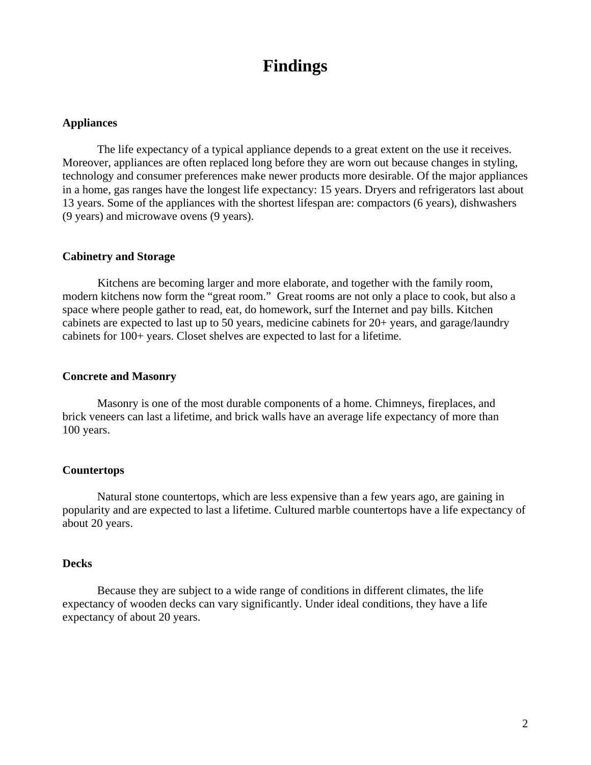# Findings

### Appliances

The life expectancy of a typical appliance depends to a great extent on the use it receives. Moreover, appliances are often replaced long before they are worn out because changes in styling, technology and consumer preferences make newer products more desirable. Of the major appliances in a home, gas ranges have the longest life expectancy: 15 years. Dryers and refrigerators last about 13 years. Some of the appliances with the shortest lifespan are: compactors (6 years), dishwashers (9 years) and microwave ovens (9 years).

### Cabinetry and Storage

Kitchens are becoming larger and more elaborate, and together with the family room, modern kitchens now form the "great room." Great rooms are not only a place to cook, but also a space where people gather to read, eat, do homework, surf the Internet and pay bills. Kitchen cabinets are expected to last up to 50 years, medicine cabinets for 20+ years, and garage/laundry cabinets for 100+ years. Closet shelves are expected to last for a lifetime.

### Concrete and Masonry

Masonry is one of the most durable components of a home. Chimneys, fireplaces, and brick veneers can last a lifetime, and brick walls have an average life expectancy of more than 100 years.

### Countertops

Natural stone countertops, which are less expensive than a few years ago, are gaining in popularity and are expected to last a lifetime. Cultured marble countertops have a life expectancy of about 20 years.

### Decks

Because they are subject to a wide range of conditions in different climates, the life expectancy of wooden decks can vary significantly. Under ideal conditions, they have a life expectancy of about 20 years.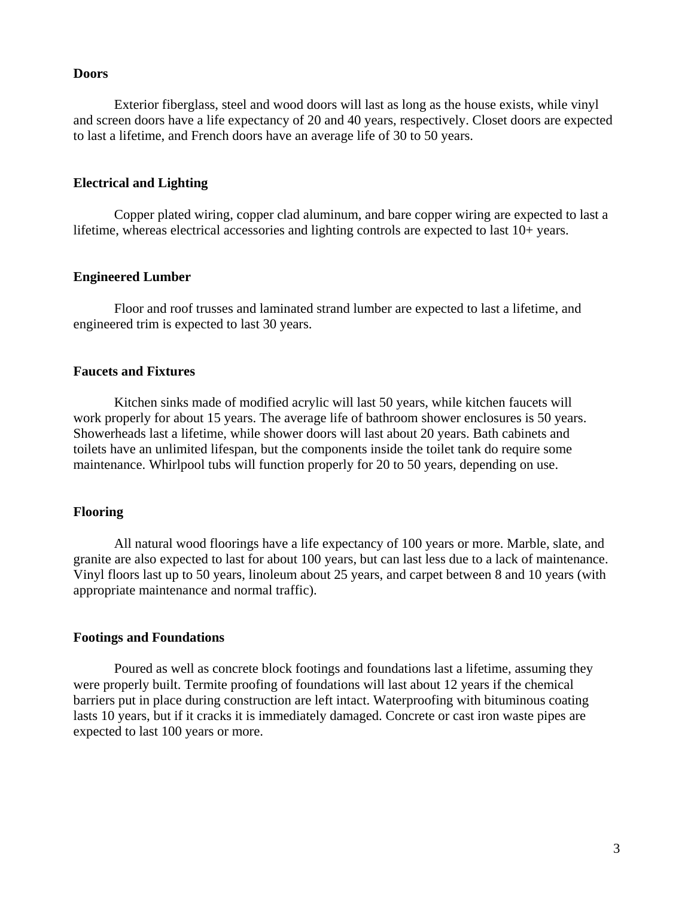**Doors**

Exterior fiberglass, steel and wood doors will last as long as the house exists, while vinyl and screen doors have a life expectancy of 20 and 40 years, respectively. Closet doors are expected to last a lifetime, and French doors have an average life of 30 to 50 years.

**Electrical and Lighting**

Copper plated wiring, copper clad aluminum, and bare copper wiring are expected to last a lifetime, whereas electrical accessories and lighting controls are expected to last 10+ years.

**Engineered Lumber**

Floor and roof trusses and laminated strand lumber are expected to last a lifetime, and engineered trim is expected to last 30 years.

**Faucets and Fixtures**

Kitchen sinks made of modified acrylic will last 50 years, while kitchen faucets will work properly for about 15 years. The average life of bathroom shower enclosures is 50 years. Showerheads last a lifetime, while shower doors will last about 20 years. Bath cabinets and toilets have an unlimited lifespan, but the components inside the toilet tank do require some maintenance. Whirlpool tubs will function properly for 20 to 50 years, depending on use.

**Flooring**

All natural wood floorings have a life expectancy of 100 years or more. Marble, slate, and granite are also expected to last for about 100 years, but can last less due to a lack of maintenance. Vinyl floors last up to 50 years, linoleum about 25 years, and carpet between 8 and 10 years (with appropriate maintenance and normal traffic).

**Footings and Foundations**

Poured as well as concrete block footings and foundations last a lifetime, assuming they were properly built. Termite proofing of foundations will last about 12 years if the chemical barriers put in place during construction are left intact. Waterproofing with bituminous coating lasts 10 years, but if it cracks it is immediately damaged. Concrete or cast iron waste pipes are expected to last 100 years or more.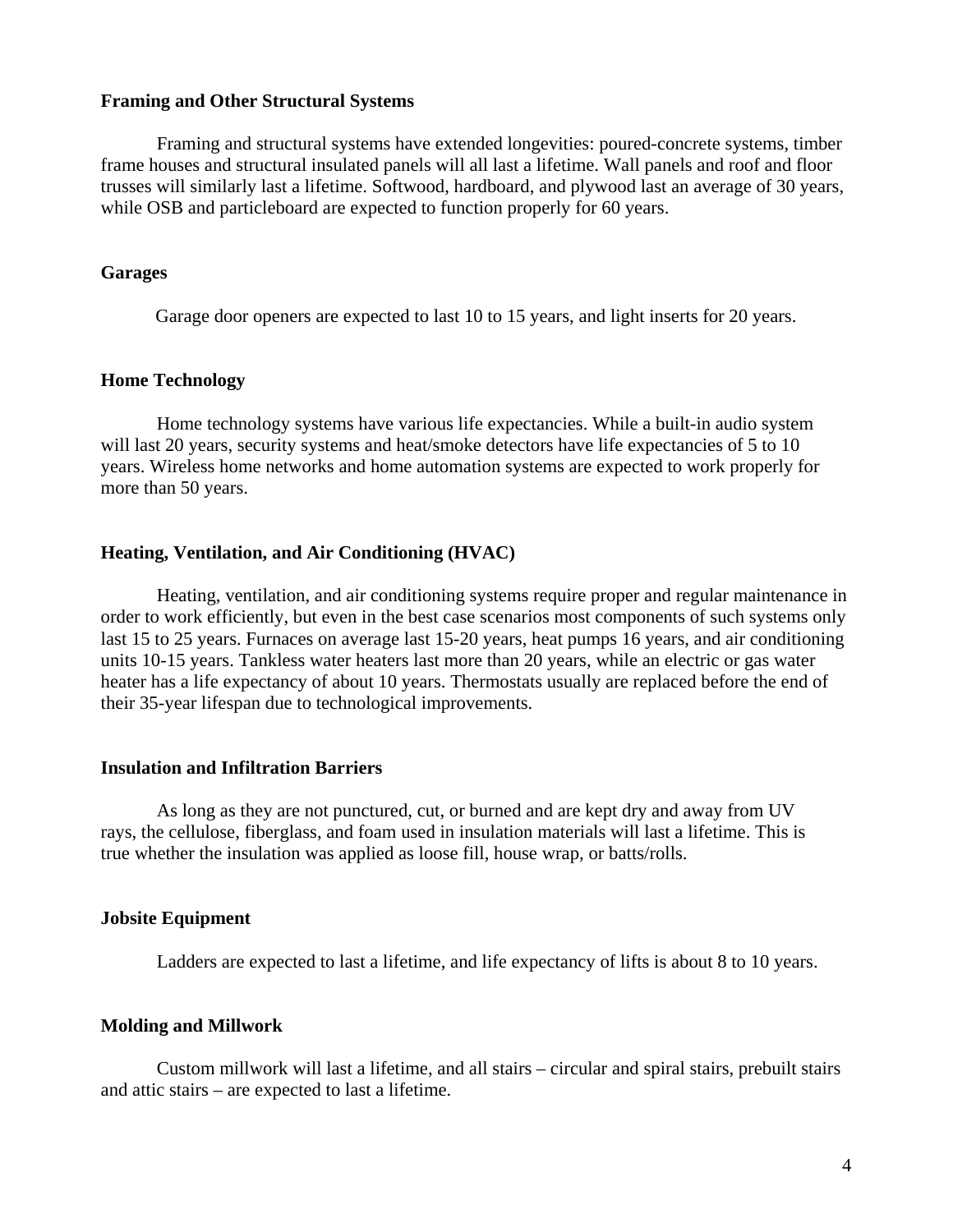**Framing and Other Structural Systems**

Framing and structural systems have extended longevities: poured-concrete systems, timber frame houses and structural insulated panels will all last a lifetime. Wall panels and roof and floor trusses will similarly last a lifetime. Softwood, hardboard, and plywood last an average of 30 years, while OSB and particleboard are expected to function properly for 60 years.

**Garages**

Garage door openers are expected to last 10 to 15 years, and light inserts for 20 years.

**Home Technology**

Home technology systems have various life expectancies. While a built-in audio system will last 20 years, security systems and heat/smoke detectors have life expectancies of 5 to 10 years. Wireless home networks and home automation systems are expected to work properly for more than 50 years.

**Heating, Ventilation, and Air Conditioning (HVAC)**

Heating, ventilation, and air conditioning systems require proper and regular maintenance in order to work efficiently, but even in the best case scenarios most components of such systems only last 15 to 25 years. Furnaces on average last 15-20 years, heat pumps 16 years, and air conditioning units 10-15 years. Tankless water heaters last more than 20 years, while an electric or gas water heater has a life expectancy of about 10 years. Thermostats usually are replaced before the end of their 35-year lifespan due to technological improvements.

**Insulation and Infiltration Barriers**

As long as they are not punctured, cut, or burned and are kept dry and away from UV rays, the cellulose, fiberglass, and foam used in insulation materials will last a lifetime. This is true whether the insulation was applied as loose fill, house wrap, or batts/rolls.

**Jobsite Equipment**

Ladders are expected to last a lifetime, and life expectancy of lifts is about 8 to 10 years.

**Molding and Millwork**

Custom millwork will last a lifetime, and all stairs – circular and spiral stairs, prebuilt stairs and attic stairs – are expected to last a lifetime.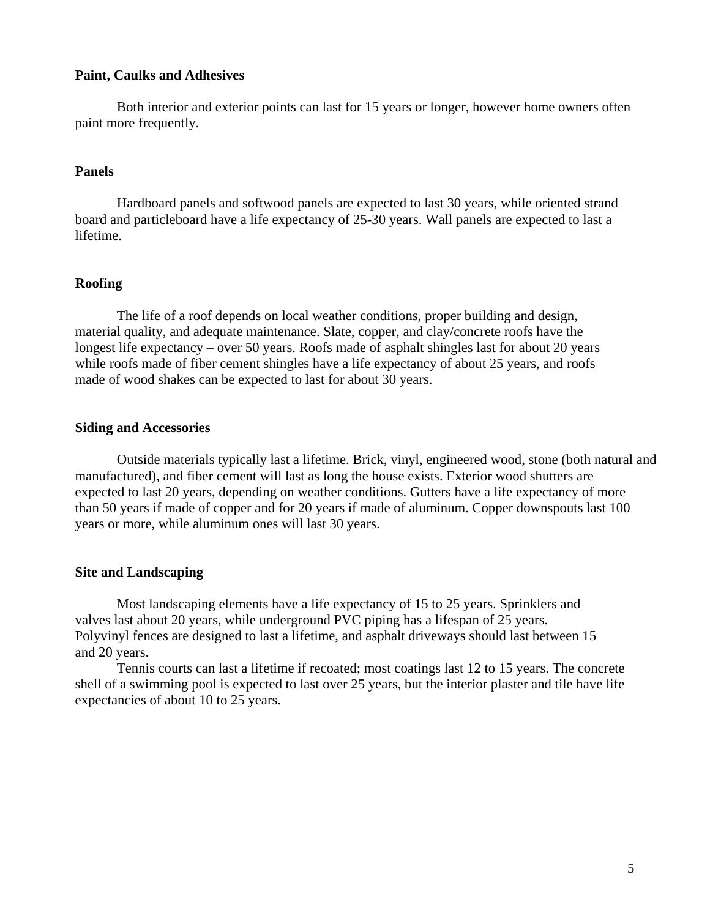**Paint, Caulks and Adhesives**

Both interior and exterior points can last for 15 years or longer, however home owners often paint more frequently.

**Panels**

Hardboard panels and softwood panels are expected to last 30 years, while oriented strand board and particleboard have a life expectancy of 25-30 years. Wall panels are expected to last a lifetime.

**Roofing**

The life of a roof depends on local weather conditions, proper building and design, material quality, and adequate maintenance. Slate, copper, and clay/concrete roofs have the longest life expectancy – over 50 years. Roofs made of asphalt shingles last for about 20 years while roofs made of fiber cement shingles have a life expectancy of about 25 years, and roofs made of wood shakes can be expected to last for about 30 years.

**Siding and Accessories**

Outside materials typically last a lifetime. Brick, vinyl, engineered wood, stone (both natural and manufactured), and fiber cement will last as long the house exists. Exterior wood shutters are expected to last 20 years, depending on weather conditions. Gutters have a life expectancy of more than 50 years if made of copper and for 20 years if made of aluminum. Copper downspouts last 100 years or more, while aluminum ones will last 30 years.

**Site and Landscaping**

Most landscaping elements have a life expectancy of 15 to 25 years. Sprinklers and valves last about 20 years, while underground PVC piping has a lifespan of 25 years. Polyvinyl fences are designed to last a lifetime, and asphalt driveways should last between 15 and 20 years.

Tennis courts can last a lifetime if recoated; most coatings last 12 to 15 years. The concrete shell of a swimming pool is expected to last over 25 years, but the interior plaster and tile have life expectancies of about 10 to 25 years.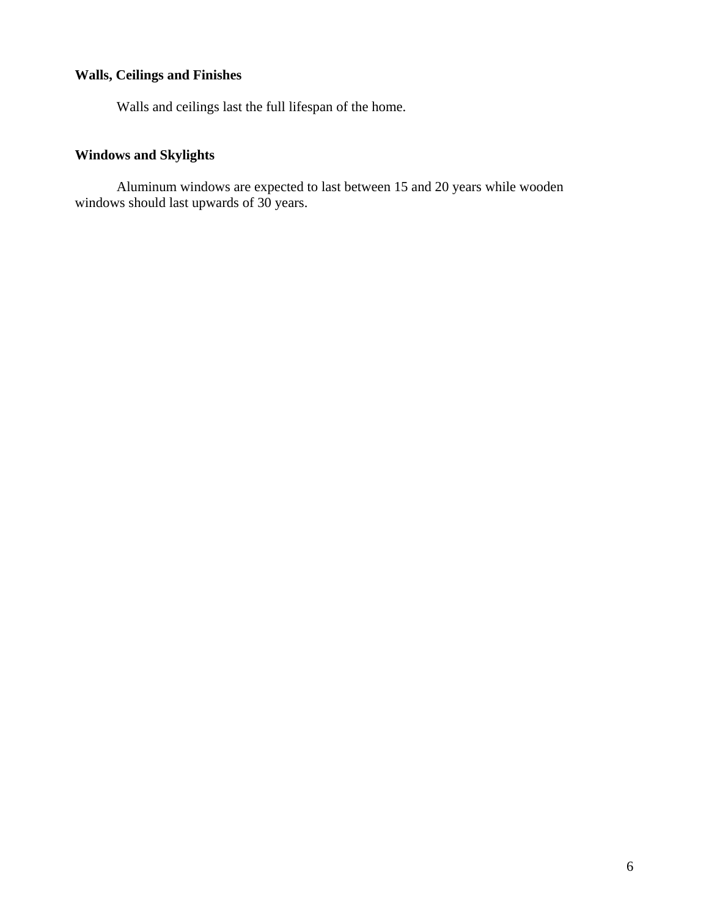**Walls, Ceilings and Finishes**

Walls and ceilings last the full lifespan of the home.

**Windows and Skylights**

Aluminum windows are expected to last between 15 and 20 years while wooden windows should last upwards of 30 years.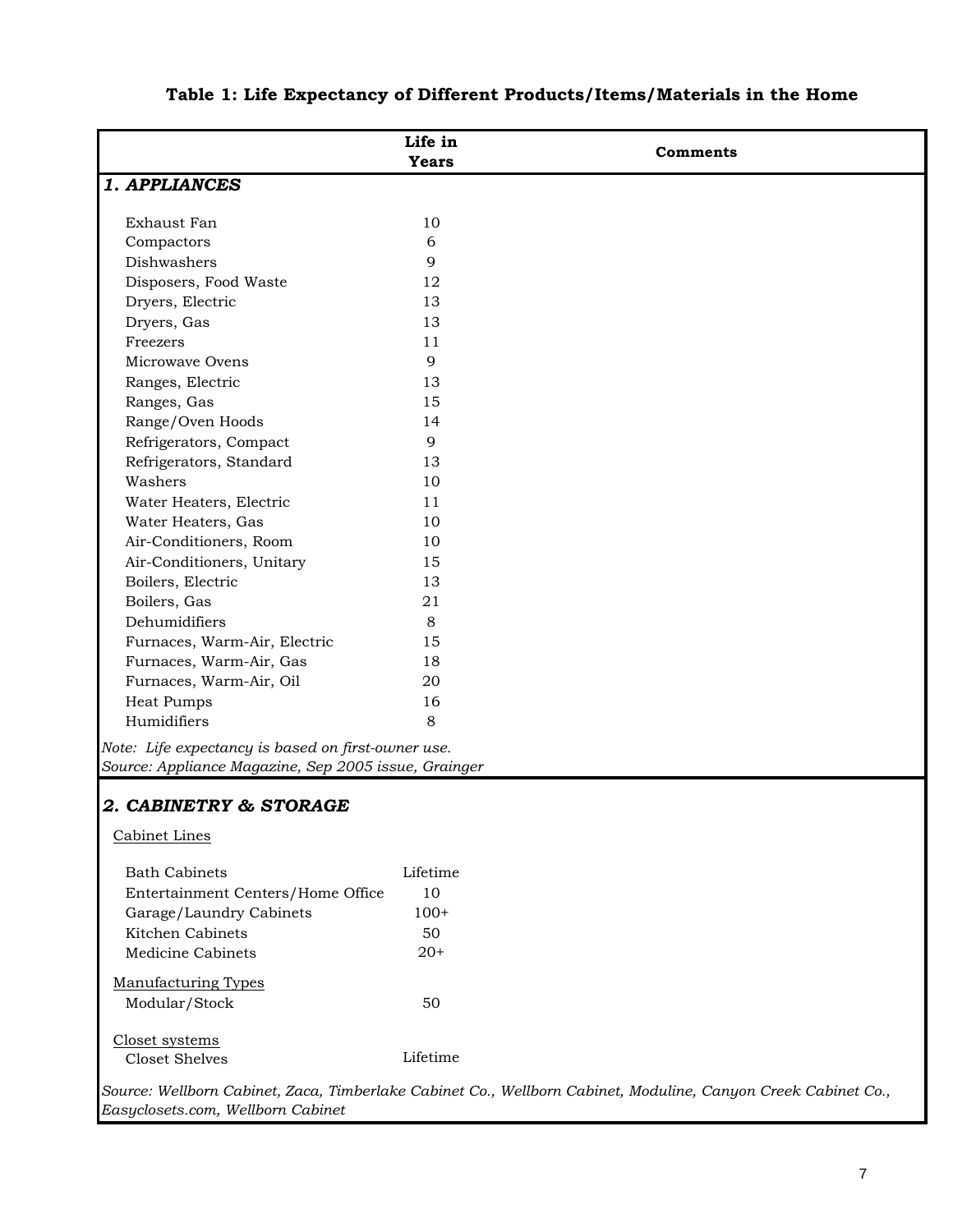**Table 1: Life Expectancy of Different Products/Items/Materials in the Home**

| | Life in Years | Comments |
|---|---|---|
| ***1. APPLIANCES*** | | |
| Exhaust Fan | 10 | |
| Compactors | 6 | |
| Dishwashers | 9 | |
| Disposers, Food Waste | 12 | |
| Dryers, Electric | 13 | |
| Dryers, Gas | 13 | |
| Freezers | 11 | |
| Microwave Ovens | 9 | |
| Ranges, Electric | 13 | |
| Ranges, Gas | 15 | |
| Range/Oven Hoods | 14 | |
| Refrigerators, Compact | 9 | |
| Refrigerators, Standard | 13 | |
| Washers | 10 | |
| Water Heaters, Electric | 11 | |
| Water Heaters, Gas | 10 | |
| Air-Conditioners, Room | 10 | |
| Air-Conditioners, Unitary | 15 | |
| Boilers, Electric | 13 | |
| Boilers, Gas | 21 | |
| Dehumidifiers | 8 | |
| Furnaces, Warm-Air, Electric | 15 | |
| Furnaces, Warm-Air, Gas | 18 | |
| Furnaces, Warm-Air, Oil | 20 | |
| Heat Pumps | 16 | |
| Humidifiers | 8 | |
| *Note: Life expectancy is based on first-owner use.* | | |
| *Source: Appliance Magazine, Sep 2005 issue, Grainger* | | |
| ***2. CABINETRY & STORAGE*** | | |
| Cabinet Lines | | |
| Bath Cabinets | Lifetime | |
| Entertainment Centers/Home Office | 10 | |
| Garage/Laundry Cabinets | 100+ | |
| Kitchen Cabinets | 50 | |
| Medicine Cabinets | 20+ | |
| Manufacturing Types | | |
| Modular/Stock | 50 | |
| Closet systems | | |
| Closet Shelves | Lifetime | |
| *Source: Wellborn Cabinet, Zaca, Timberlake Cabinet Co., Wellborn Cabinet, Moduline, Canyon Creek Cabinet Co., Easyclosets.com, Wellborn Cabinet* | | |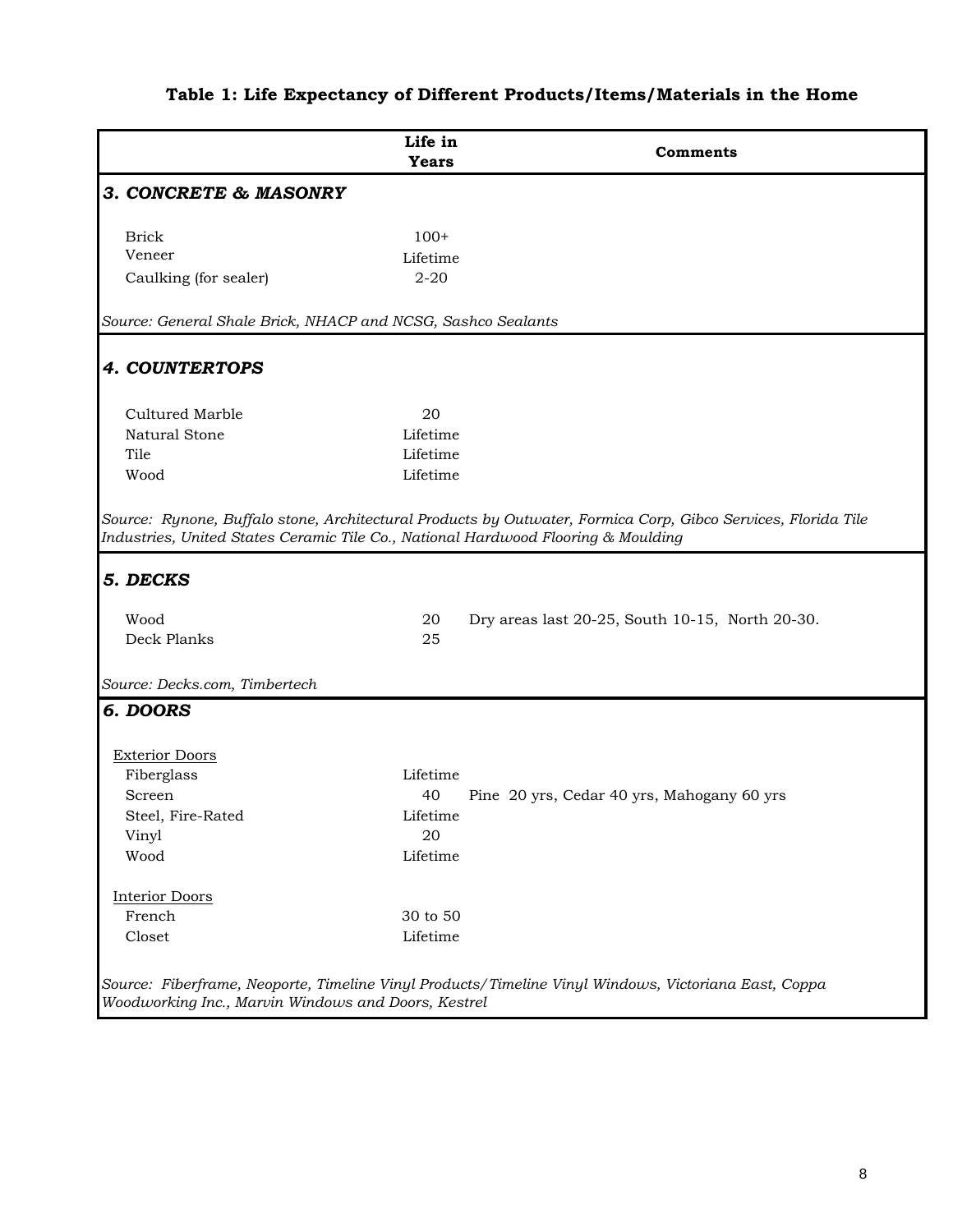**Table 1: Life Expectancy of Different Products/Items/Materials in the Home**

| | Life in Years | Comments |
|---|---|---|
| ***3. CONCRETE & MASONRY*** | | |
| Brick | 100+ | |
| Veneer | Lifetime | |
| Caulking (for sealer) | 2-20 | |
| *Source: General Shale Brick, NHACP and NCSG, Sashco Sealants* | | |
| ***4. COUNTERTOPS*** | | |
| Cultured Marble | 20 | |
| Natural Stone | Lifetime | |
| Tile | Lifetime | |
| Wood | Lifetime | |
| *Source: Rynone, Buffalo stone, Architectural Products by Outwater, Formica Corp, Gibco Services, Florida Tile Industries, United States Ceramic Tile Co., National Hardwood Flooring & Moulding* | | |
| ***5. DECKS*** | | |
| Wood | 20 | Dry areas last 20-25, South 10-15, North 20-30. |
| Deck Planks | 25 | |
| *Source: Decks.com, Timbertech* | | |
| ***6. DOORS*** | | |
| Exterior Doors | | |
| Fiberglass | Lifetime | |
| Screen | 40 | Pine 20 yrs, Cedar 40 yrs, Mahogany 60 yrs |
| Steel, Fire-Rated | Lifetime | |
| Vinyl | 20 | |
| Wood | Lifetime | |
| Interior Doors | | |
| French | 30 to 50 | |
| Closet | Lifetime | |
| *Source: Fiberframe, Neoporte, Timeline Vinyl Products/Timeline Vinyl Windows, Victoriana East, Coppa Woodworking Inc., Marvin Windows and Doors, Kestrel* | | |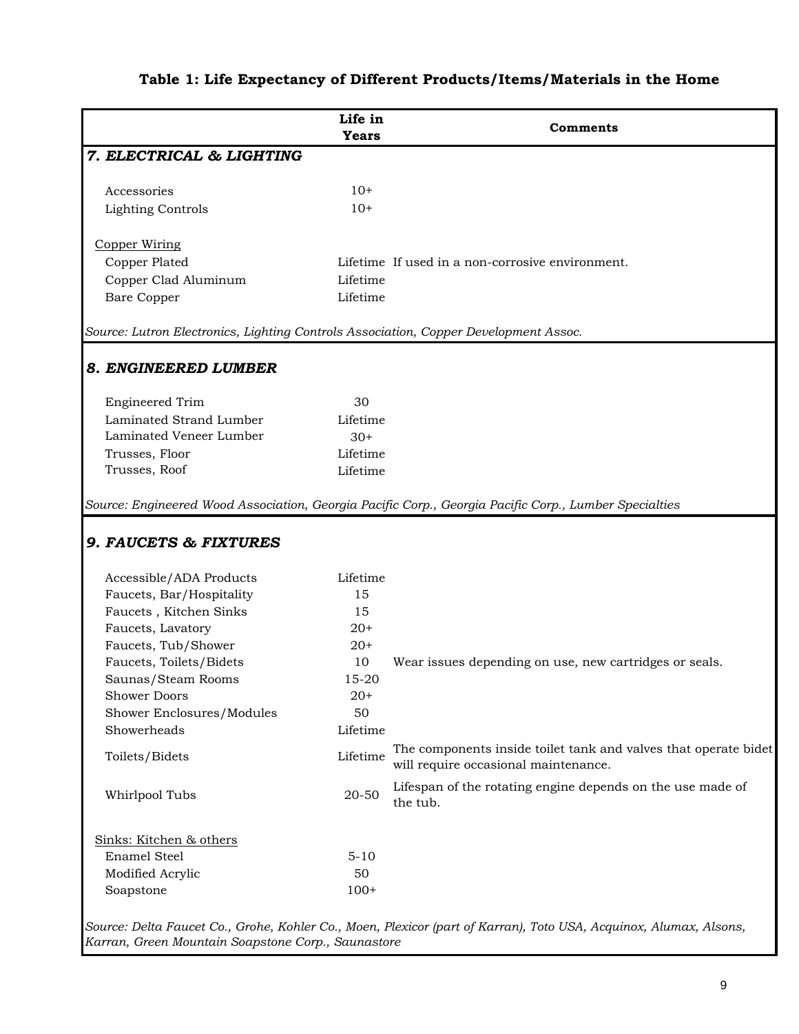**Table 1: Life Expectancy of Different Products/Items/Materials in the Home**

| | Life in Years | Comments |
|---|---|---|
| ***7. ELECTRICAL & LIGHTING*** | | |
| Accessories | 10+ | |
| Lighting Controls | 10+ | |
| Copper Wiring | | |
| Copper Plated | Lifetime | If used in a non-corrosive environment. |
| Copper Clad Aluminum | Lifetime | |
| Bare Copper | Lifetime | |
| *Source: Lutron Electronics, Lighting Controls Association, Copper Development Assoc.* | | |
| ***8. ENGINEERED LUMBER*** | | |
| Engineered Trim | 30 | |
| Laminated Strand Lumber | Lifetime | |
| Laminated Veneer Lumber | 30+ | |
| Trusses, Floor | Lifetime | |
| Trusses, Roof | Lifetime | |
| *Source: Engineered Wood Association, Georgia Pacific Corp., Georgia Pacific Corp., Lumber Specialties* | | |
| ***9. FAUCETS & FIXTURES*** | | |
| Accessible/ADA Products | Lifetime | |
| Faucets, Bar/Hospitality | 15 | |
| Faucets , Kitchen Sinks | 15 | |
| Faucets, Lavatory | 20+ | |
| Faucets, Tub/Shower | 20+ | |
| Faucets, Toilets/Bidets | 10 | Wear issues depending on use, new cartridges or seals. |
| Saunas/Steam Rooms | 15-20 | |
| Shower Doors | 20+ | |
| Shower Enclosures/Modules | 50 | |
| Showerheads | Lifetime | |
| Toilets/Bidets | Lifetime | The components inside toilet tank and valves that operate bidet will require occasional maintenance. |
| Whirlpool Tubs | 20-50 | Lifespan of the rotating engine depends on the use made of the tub. |
| Sinks: Kitchen & others | | |
| Enamel Steel | 5-10 | |
| Modified Acrylic | 50 | |
| Soapstone | 100+ | |
| *Source: Delta Faucet Co., Grohe, Kohler Co., Moen, Plexicor (part of Karran), Toto USA, Acquinox, Alumax, Alsons, Karran, Green Mountain Soapstone Corp., Saunastore* | | |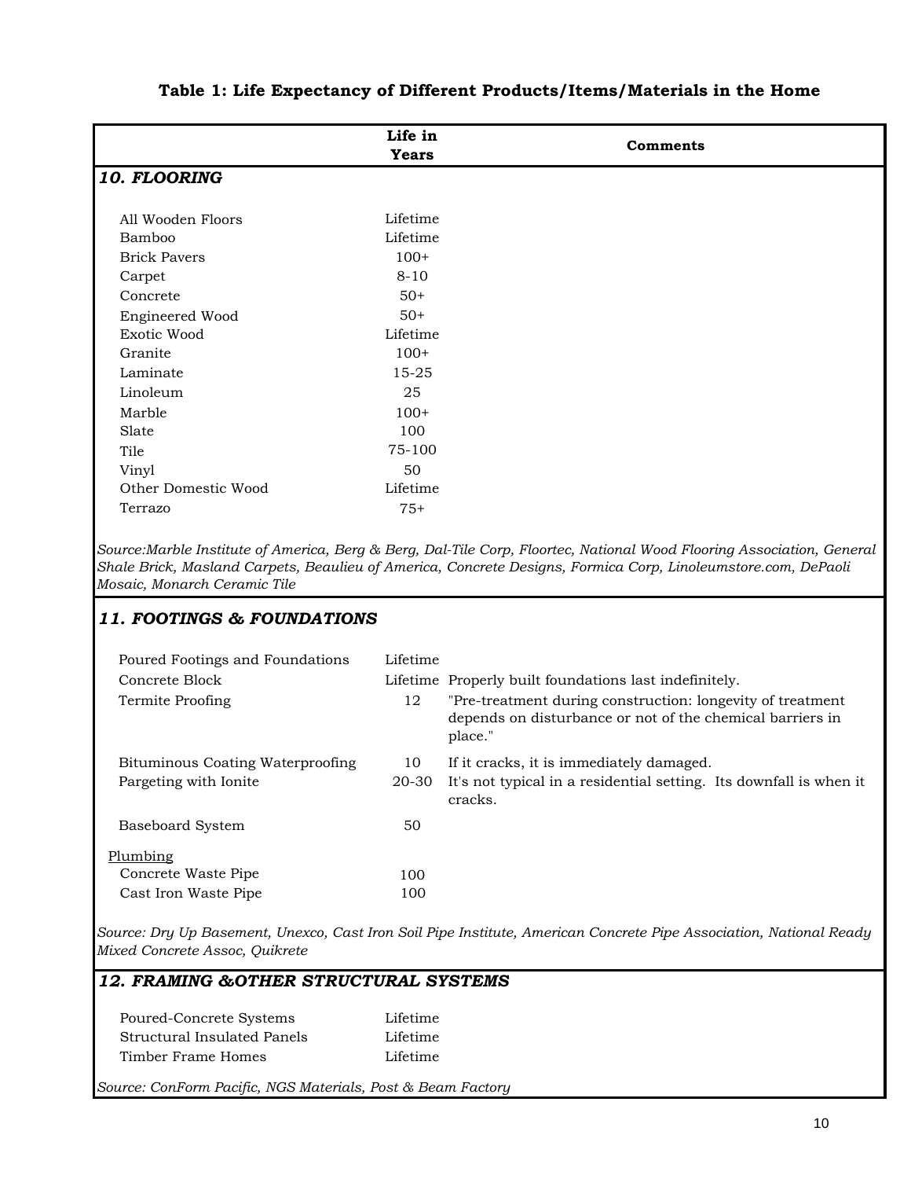## Table 1: Life Expectancy of Different Products/Items/Materials in the Home

| | Life in Years | Comments |
|---|---|---|
| ***10. FLOORING*** | | |
| All Wooden Floors | Lifetime | |
| Bamboo | Lifetime | |
| Brick Pavers | 100+ | |
| Carpet | 8-10 | |
| Concrete | 50+ | |
| Engineered Wood | 50+ | |
| Exotic Wood | Lifetime | |
| Granite | 100+ | |
| Laminate | 15-25 | |
| Linoleum | 25 | |
| Marble | 100+ | |
| Slate | 100 | |
| Tile | 75-100 | |
| Vinyl | 50 | |
| Other Domestic Wood | Lifetime | |
| Terrazo | 75+ | |
| *Source:Marble Institute of America, Berg & Berg, Dal-Tile Corp, Floortec, National Wood Flooring Association, General Shale Brick, Masland Carpets, Beaulieu of America, Concrete Designs, Formica Corp, Linoleumstore.com, DePaoli Mosaic, Monarch Ceramic Tile* | | |
| ***11. FOOTINGS & FOUNDATIONS*** | | |
| Poured Footings and Foundations | Lifetime | |
| Concrete Block | Lifetime | Properly built foundations last indefinitely. |
| Termite Proofing | 12 | "Pre-treatment during construction: longevity of treatment depends on disturbance or not of the chemical barriers in place." |
| Bituminous Coating Waterproofing | 10 | If it cracks, it is immediately damaged. |
| Pargeting with Ionite | 20-30 | It's not typical in a residential setting. Its downfall is when it cracks. |
| Baseboard System | 50 | |
| Plumbing | | |
| Concrete Waste Pipe | 100 | |
| Cast Iron Waste Pipe | 100 | |
| *Source: Dry Up Basement, Unexco, Cast Iron Soil Pipe Institute, American Concrete Pipe Association, National Ready Mixed Concrete Assoc, Quikrete* | | |
| ***12. FRAMING &OTHER STRUCTURAL SYSTEMS*** | | |
| Poured-Concrete Systems | Lifetime | |
| Structural Insulated Panels | Lifetime | |
| Timber Frame Homes | Lifetime | |
| *Source: ConForm Pacific, NGS Materials, Post & Beam Factory* | | |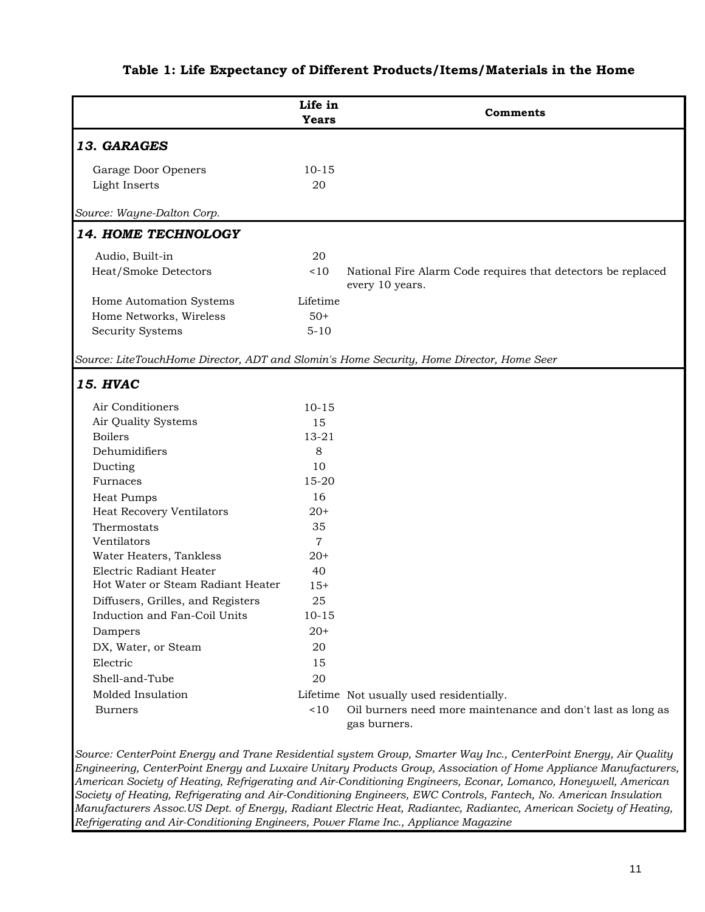**Table 1: Life Expectancy of Different Products/Items/Materials in the Home**

| | Life in Years | Comments |
|---|---|---|
| ***13. GARAGES*** | | |
| Garage Door Openers | 10-15 | |
| Light Inserts | 20 | |
| *Source: Wayne-Dalton Corp.* | | |
| ***14. HOME TECHNOLOGY*** | | |
| Audio, Built-in | 20 | |
| Heat/Smoke Detectors | <10 | National Fire Alarm Code requires that detectors be replaced every 10 years. |
| Home Automation Systems | Lifetime | |
| Home Networks, Wireless | 50+ | |
| Security Systems | 5-10 | |
| *Source: LiteTouchHome Director, ADT and Slomin's Home Security, Home Director, Home Seer* | | |
| ***15. HVAC*** | | |
| Air Conditioners | 10-15 | |
| Air Quality Systems | 15 | |
| Boilers | 13-21 | |
| Dehumidifiers | 8 | |
| Ducting | 10 | |
| Furnaces | 15-20 | |
| Heat Pumps | 16 | |
| Heat Recovery Ventilators | 20+ | |
| Thermostats | 35 | |
| Ventilators | 7 | |
| Water Heaters, Tankless | 20+ | |
| Electric Radiant Heater | 40 | |
| Hot Water or Steam Radiant Heater | 15+ | |
| Diffusers, Grilles, and Registers | 25 | |
| Induction and Fan-Coil Units | 10-15 | |
| Dampers | 20+ | |
| DX, Water, or Steam | 20 | |
| Electric | 15 | |
| Shell-and-Tube | 20 | |
| Molded Insulation | Lifetime | Not usually used residentially. |
| Burners | <10 | Oil burners need more maintenance and don't last as long as gas burners. |

*Source: CenterPoint Energy and Trane Residential system Group, Smarter Way Inc., CenterPoint Energy, Air Quality Engineering, CenterPoint Energy and Luxaire Unitary Products Group, Association of Home Appliance Manufacturers, American Society of Heating, Refrigerating and Air-Conditioning Engineers, Econar, Lomanco, Honeywell, American Society of Heating, Refrigerating and Air-Conditioning Engineers, EWC Controls, Fantech, No. American Insulation Manufacturers Assoc.US Dept. of Energy, Radiant Electric Heat, Radiantec, Radiantec, American Society of Heating, Refrigerating and Air-Conditioning Engineers, Power Flame Inc., Appliance Magazine*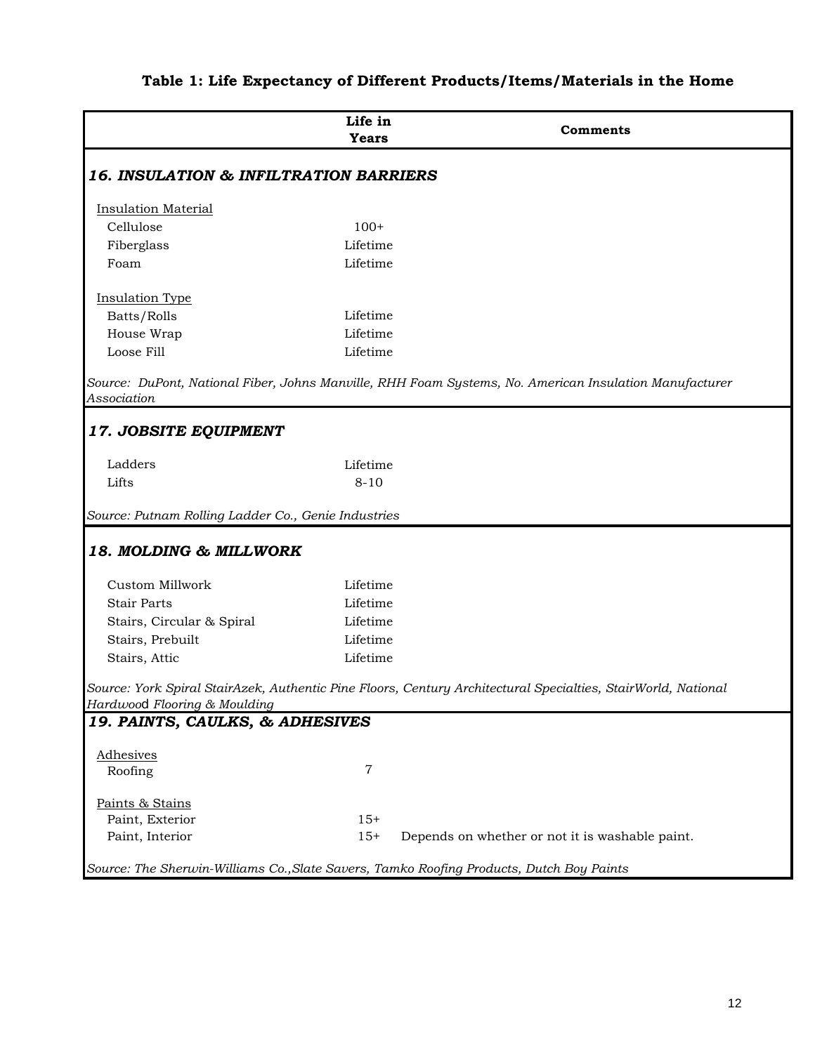**Table 1: Life Expectancy of Different Products/Items/Materials in the Home**

| | Life in Years | Comments |
|---|---|---|
| ***16. INSULATION & INFILTRATION BARRIERS*** | | |
| Insulation Material | | |
| Cellulose | 100+ | |
| Fiberglass | Lifetime | |
| Foam | Lifetime | |
| Insulation Type | | |
| Batts/Rolls | Lifetime | |
| House Wrap | Lifetime | |
| Loose Fill | Lifetime | |
| *Source: DuPont, National Fiber, Johns Manville, RHH Foam Systems, No. American Insulation Manufacturer Association* | | |
| ***17. JOBSITE EQUIPMENT*** | | |
| Ladders | Lifetime | |
| Lifts | 8-10 | |
| *Source: Putnam Rolling Ladder Co., Genie Industries* | | |
| ***18. MOLDING & MILLWORK*** | | |
| Custom Millwork | Lifetime | |
| Stair Parts | Lifetime | |
| Stairs, Circular & Spiral | Lifetime | |
| Stairs, Prebuilt | Lifetime | |
| Stairs, Attic | Lifetime | |
| *Source: York Spiral StairAzek, Authentic Pine Floors, Century Architectural Specialties, StairWorld, National Hardwood Flooring & Moulding* | | |
| ***19. PAINTS, CAULKS, & ADHESIVES*** | | |
| Adhesives | | |
| Roofing | 7 | |
| Paints & Stains | | |
| Paint, Exterior | 15+ | |
| Paint, Interior | 15+ | Depends on whether or not it is washable paint. |
| *Source: The Sherwin-Williams Co.,Slate Savers, Tamko Roofing Products, Dutch Boy Paints* | | |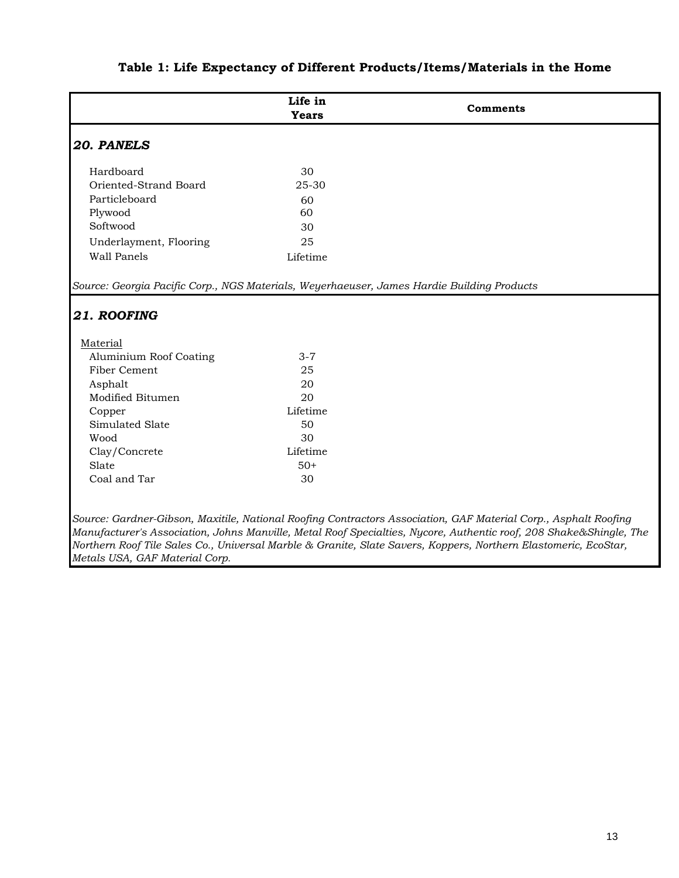# Table 1: Life Expectancy of Different Products/Items/Materials in the Home

| | Life in Years | Comments |
|---|---|---|
| ***20. PANELS*** | | |
| Hardboard | 30 | |
| Oriented-Strand Board | 25-30 | |
| Particleboard | 60 | |
| Plywood | 60 | |
| Softwood | 30 | |
| Underlayment, Flooring | 25 | |
| Wall Panels | Lifetime | |
| *Source: Georgia Pacific Corp., NGS Materials, Weyerhaeuser, James Hardie Building Products* | | |
| ***21. ROOFING*** | | |
| Material | | |
| Aluminium Roof Coating | 3-7 | |
| Fiber Cement | 25 | |
| Asphalt | 20 | |
| Modified Bitumen | 20 | |
| Copper | Lifetime | |
| Simulated Slate | 50 | |
| Wood | 30 | |
| Clay/Concrete | Lifetime | |
| Slate | 50+ | |
| Coal and Tar | 30 | |
| *Source: Gardner-Gibson, Maxitile, National Roofing Contractors Association, GAF Material Corp., Asphalt Roofing Manufacturer's Association, Johns Manville, Metal Roof Specialties, Nycore, Authentic roof, 208 Shake&Shingle, The Northern Roof Tile Sales Co., Universal Marble & Granite, Slate Savers, Koppers, Northern Elastomeric, EcoStar, Metals USA, GAF Material Corp.* | | |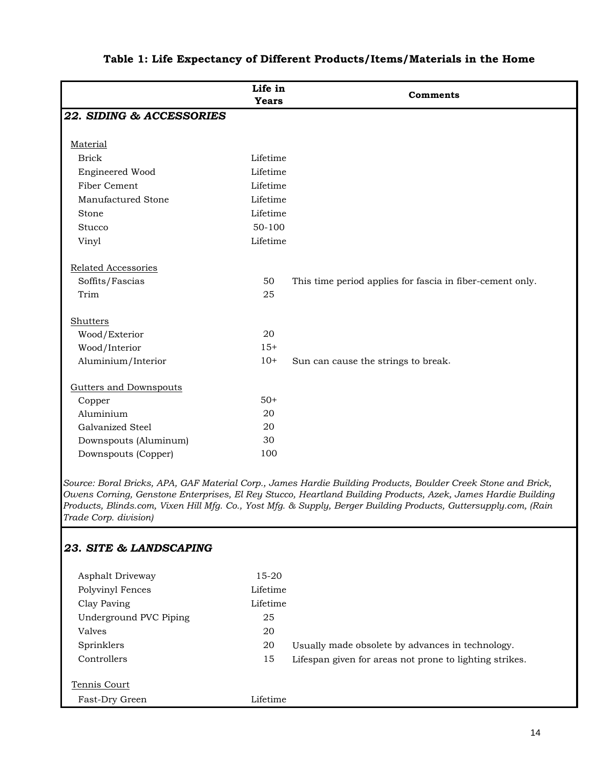**Table 1: Life Expectancy of Different Products/Items/Materials in the Home**

| | Life in Years | Comments |
|---|---|---|
| ***22. SIDING & ACCESSORIES*** | | |
| Material | | |
| Brick | Lifetime | |
| Engineered Wood | Lifetime | |
| Fiber Cement | Lifetime | |
| Manufactured Stone | Lifetime | |
| Stone | Lifetime | |
| Stucco | 50-100 | |
| Vinyl | Lifetime | |
| Related Accessories | | |
| Soffits/Fascias | 50 | This time period applies for fascia in fiber-cement only. |
| Trim | 25 | |
| Shutters | | |
| Wood/Exterior | 20 | |
| Wood/Interior | 15+ | |
| Aluminium/Interior | 10+ | Sun can cause the strings to break. |
| Gutters and Downspouts | | |
| Copper | 50+ | |
| Aluminium | 20 | |
| Galvanized Steel | 20 | |
| Downspouts (Aluminum) | 30 | |
| Downspouts (Copper) | 100 | |

*Source: Boral Bricks, APA, GAF Material Corp., James Hardie Building Products, Boulder Creek Stone and Brick, Owens Corning, Genstone Enterprises, El Rey Stucco, Heartland Building Products, Azek, James Hardie Building Products, Blinds.com, Vixen Hill Mfg. Co., Yost Mfg. & Supply, Berger Building Products, Guttersupply.com, (Rain Trade Corp. division)*

| | Life in Years | Comments |
|---|---|---|
| ***23. SITE & LANDSCAPING*** | | |
| Asphalt Driveway | 15-20 | |
| Polyvinyl Fences | Lifetime | |
| Clay Paving | Lifetime | |
| Underground PVC Piping | 25 | |
| Valves | 20 | |
| Sprinklers | 20 | Usually made obsolete by advances in technology. |
| Controllers | 15 | Lifespan given for areas not prone to lighting strikes. |
| Tennis Court | | |
| Fast-Dry Green | Lifetime | |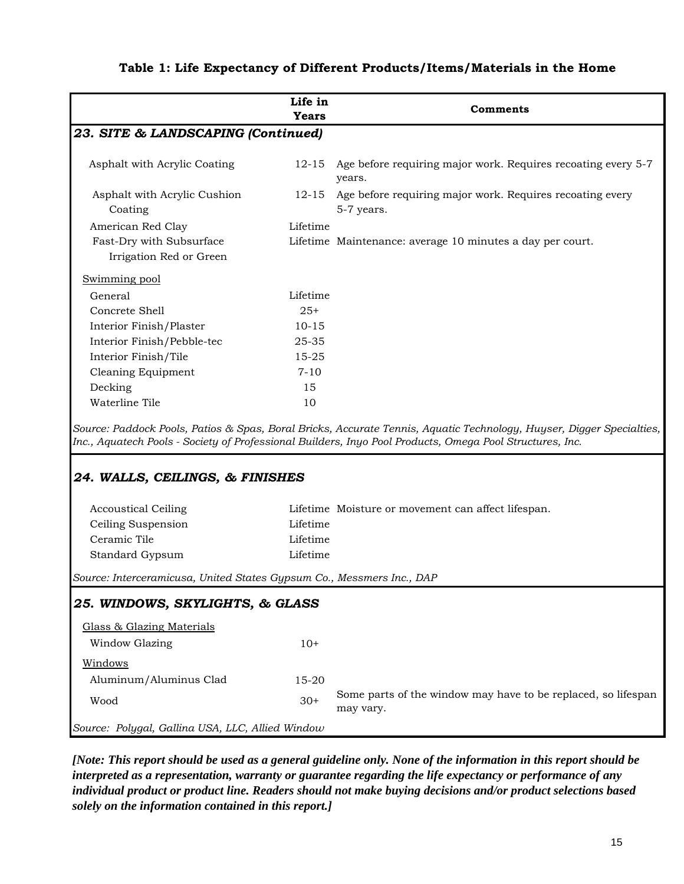**Table 1: Life Expectancy of Different Products/Items/Materials in the Home**

| | Life in Years | Comments |
|---|---|---|
| ***23. SITE & LANDSCAPING (Continued)*** | | |
| Asphalt with Acrylic Coating | 12-15 | Age before requiring major work. Requires recoating every 5-7 years. |
| Asphalt with Acrylic Cushion Coating | 12-15 | Age before requiring major work. Requires recoating every 5-7 years. |
| American Red Clay | Lifetime | |
| Fast-Dry with Subsurface Irrigation Red or Green | Lifetime | Maintenance: average 10 minutes a day per court. |
| Swimming pool | | |
| General | Lifetime | |
| Concrete Shell | 25+ | |
| Interior Finish/Plaster | 10-15 | |
| Interior Finish/Pebble-tec | 25-35 | |
| Interior Finish/Tile | 15-25 | |
| Cleaning Equipment | 7-10 | |
| Decking | 15 | |
| Waterline Tile | 10 | |
| *Source: Paddock Pools, Patios & Spas, Boral Bricks, Accurate Tennis, Aquatic Technology, Huyser, Digger Specialties, Inc., Aquatech Pools - Society of Professional Builders, Inyo Pool Products, Omega Pool Structures, Inc.* | | |
| ***24. WALLS, CEILINGS, & FINISHES*** | | |
| Accoustical Ceiling | Lifetime | Moisture or movement can affect lifespan. |
| Ceiling Suspension | Lifetime | |
| Ceramic Tile | Lifetime | |
| Standard Gypsum | Lifetime | |
| *Source: Interceramicusa, United States Gypsum Co., Messmers Inc., DAP* | | |
| ***25. WINDOWS, SKYLIGHTS, & GLASS*** | | |
| Glass & Glazing Materials | | |
| Window Glazing | 10+ | |
| Windows | | |
| Aluminum/Aluminus Clad | 15-20 | |
| Wood | 30+ | Some parts of the window may have to be replaced, so lifespan may vary. |
| *Source: Polygal, Gallina USA, LLC, Allied Window* | | |

***[Note: This report should be used as a general guideline only. None of the information in this report should be interpreted as a representation, warranty or guarantee regarding the life expectancy or performance of any individual product or product line. Readers should not make buying decisions and/or product selections based solely on the information contained in this report.]***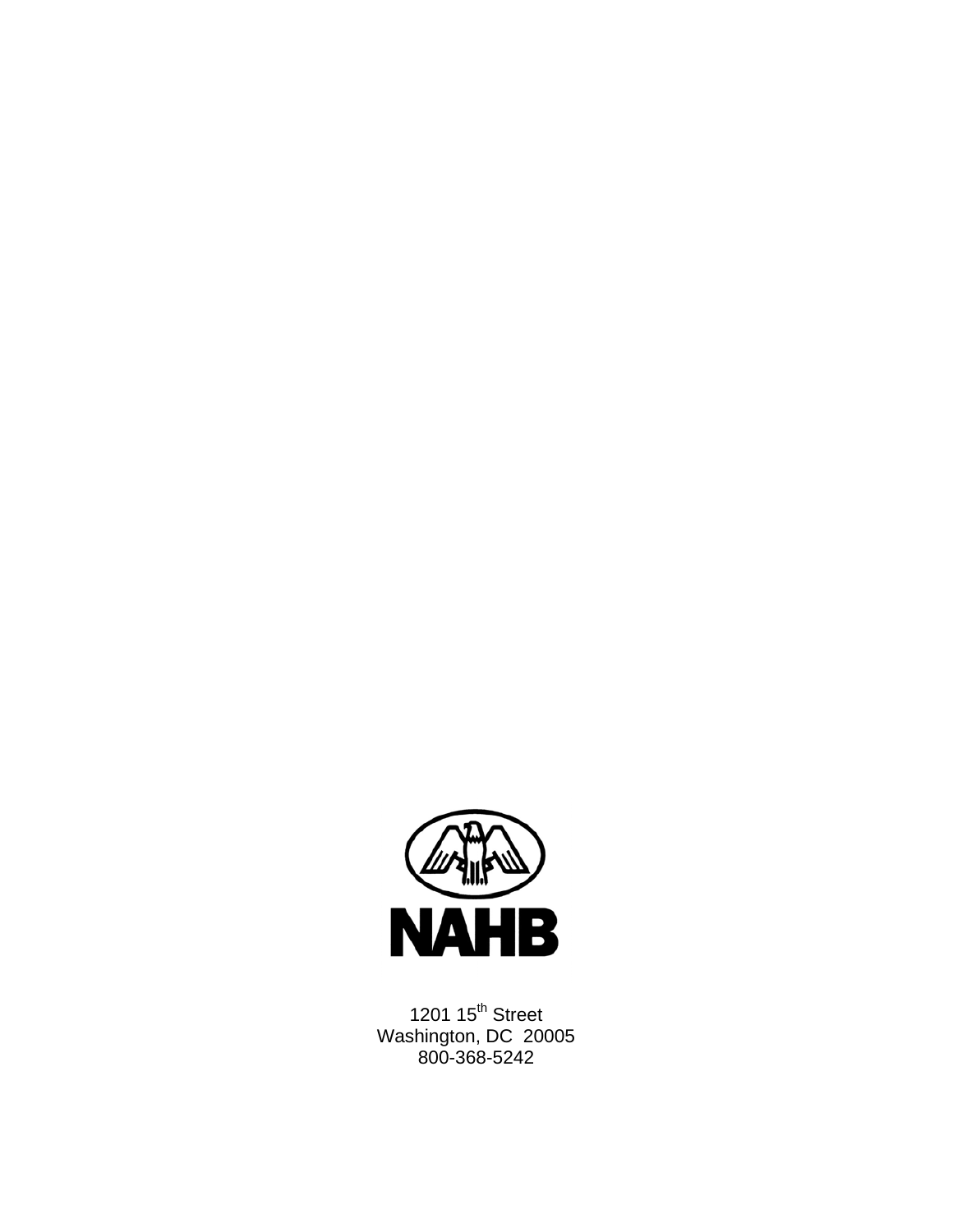NAHB

1201 15th Street
Washington, DC  20005
800-368-5242